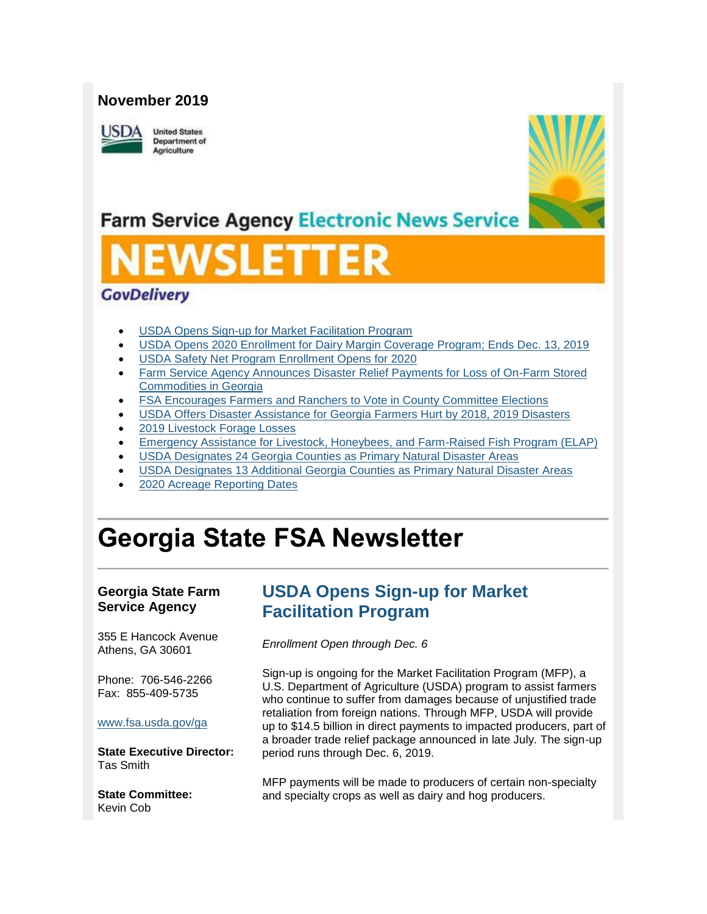**November 2019**

United States Department of Agriculture

Farm Service Agency Electronic News Service

NEWSLETTER

GovDelivery

- USDA Opens Sign-up for Market Facilitation Program
- USDA Opens 2020 Enrollment for Dairy Margin Coverage Program; Ends Dec. 13, 2019
- USDA Safety Net Program Enrollment Opens for 2020
- Farm Service Agency Announces Disaster Relief Payments for Loss of On-Farm Stored Commodities in Georgia
- FSA Encourages Farmers and Ranchers to Vote in County Committee Elections
- USDA Offers Disaster Assistance for Georgia Farmers Hurt by 2018, 2019 Disasters
- 2019 Livestock Forage Losses
- Emergency Assistance for Livestock, Honeybees, and Farm-Raised Fish Program (ELAP)
- USDA Designates 24 Georgia Counties as Primary Natural Disaster Areas
- USDA Designates 13 Additional Georgia Counties as Primary Natural Disaster Areas
- 2020 Acreage Reporting Dates

# Georgia State FSA Newsletter

**Georgia State Farm Service Agency**

355 E Hancock Avenue
Athens, GA 30601

Phone: 706-546-2266
Fax: 855-409-5735

www.fsa.usda.gov/ga

**State Executive Director:**
Tas Smith

**State Committee:**
Kevin Cob

## USDA Opens Sign-up for Market Facilitation Program

*Enrollment Open through Dec. 6*

Sign-up is ongoing for the Market Facilitation Program (MFP), a U.S. Department of Agriculture (USDA) program to assist farmers who continue to suffer from damages because of unjustified trade retaliation from foreign nations. Through MFP, USDA will provide up to $14.5 billion in direct payments to impacted producers, part of a broader trade relief package announced in late July. The sign-up period runs through Dec. 6, 2019.

MFP payments will be made to producers of certain non-specialty and specialty crops as well as dairy and hog producers.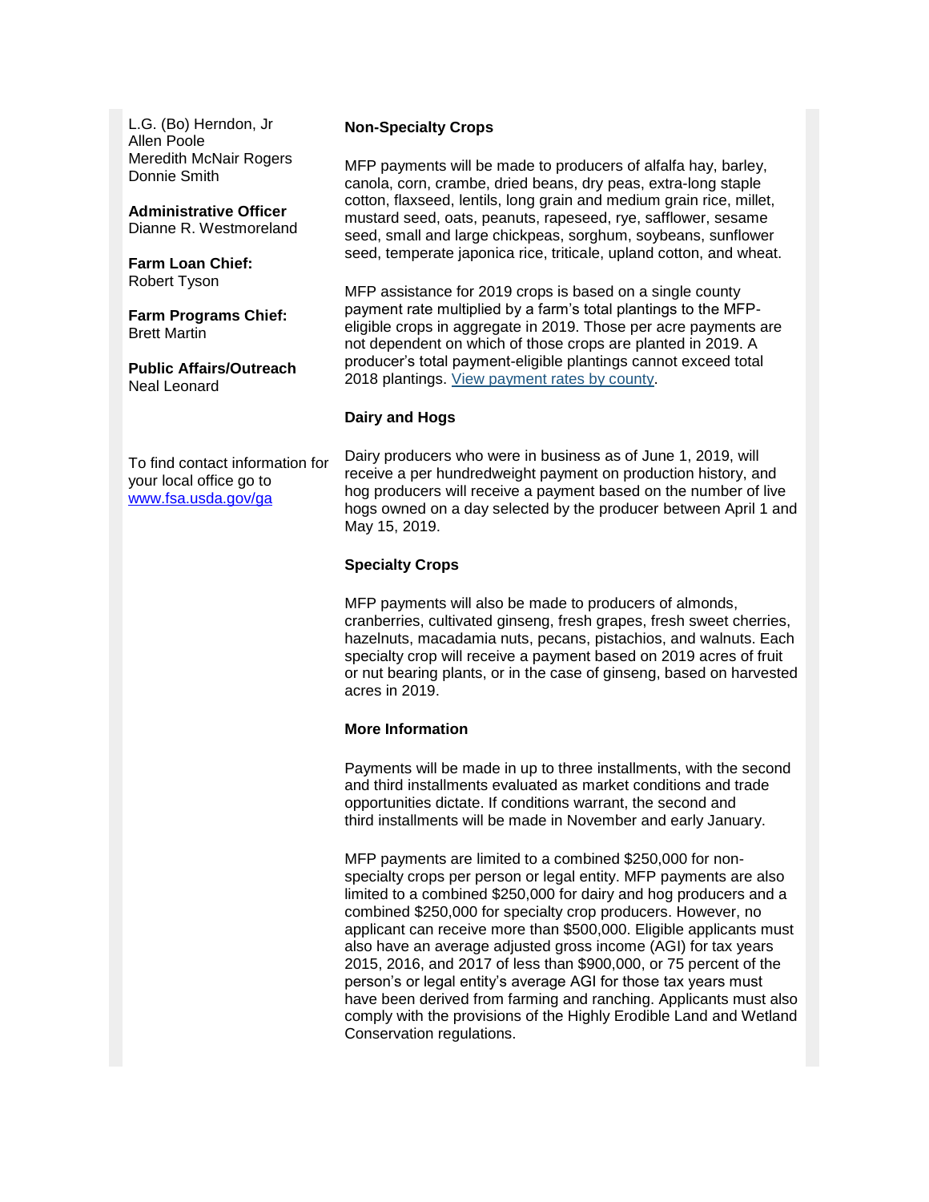L.G. (Bo) Herndon, Jr
Allen Poole
Meredith McNair Rogers
Donnie Smith

**Administrative Officer**
Dianne R. Westmoreland

**Farm Loan Chief:**
Robert Tyson

**Farm Programs Chief:**
Brett Martin

**Public Affairs/Outreach**
Neal Leonard

To find contact information for your local office go to [www.fsa.usda.gov/ga](www.fsa.usda.gov/ga)

**Non-Specialty Crops**

MFP payments will be made to producers of alfalfa hay, barley, canola, corn, crambe, dried beans, dry peas, extra-long staple cotton, flaxseed, lentils, long grain and medium grain rice, millet, mustard seed, oats, peanuts, rapeseed, rye, safflower, sesame seed, small and large chickpeas, sorghum, soybeans, sunflower seed, temperate japonica rice, triticale, upland cotton, and wheat.

MFP assistance for 2019 crops is based on a single county payment rate multiplied by a farm's total plantings to the MFP-eligible crops in aggregate in 2019. Those per acre payments are not dependent on which of those crops are planted in 2019. A producer's total payment-eligible plantings cannot exceed total 2018 plantings. View payment rates by county.

**Dairy and Hogs**

Dairy producers who were in business as of June 1, 2019, will receive a per hundredweight payment on production history, and hog producers will receive a payment based on the number of live hogs owned on a day selected by the producer between April 1 and May 15, 2019.

**Specialty Crops**

MFP payments will also be made to producers of almonds, cranberries, cultivated ginseng, fresh grapes, fresh sweet cherries, hazelnuts, macadamia nuts, pecans, pistachios, and walnuts. Each specialty crop will receive a payment based on 2019 acres of fruit or nut bearing plants, or in the case of ginseng, based on harvested acres in 2019.

**More Information**

Payments will be made in up to three installments, with the second and third installments evaluated as market conditions and trade opportunities dictate. If conditions warrant, the second and third installments will be made in November and early January.

MFP payments are limited to a combined $250,000 for non-specialty crops per person or legal entity. MFP payments are also limited to a combined $250,000 for dairy and hog producers and a combined $250,000 for specialty crop producers. However, no applicant can receive more than $500,000. Eligible applicants must also have an average adjusted gross income (AGI) for tax years 2015, 2016, and 2017 of less than $900,000, or 75 percent of the person's or legal entity's average AGI for those tax years must have been derived from farming and ranching. Applicants must also comply with the provisions of the Highly Erodible Land and Wetland Conservation regulations.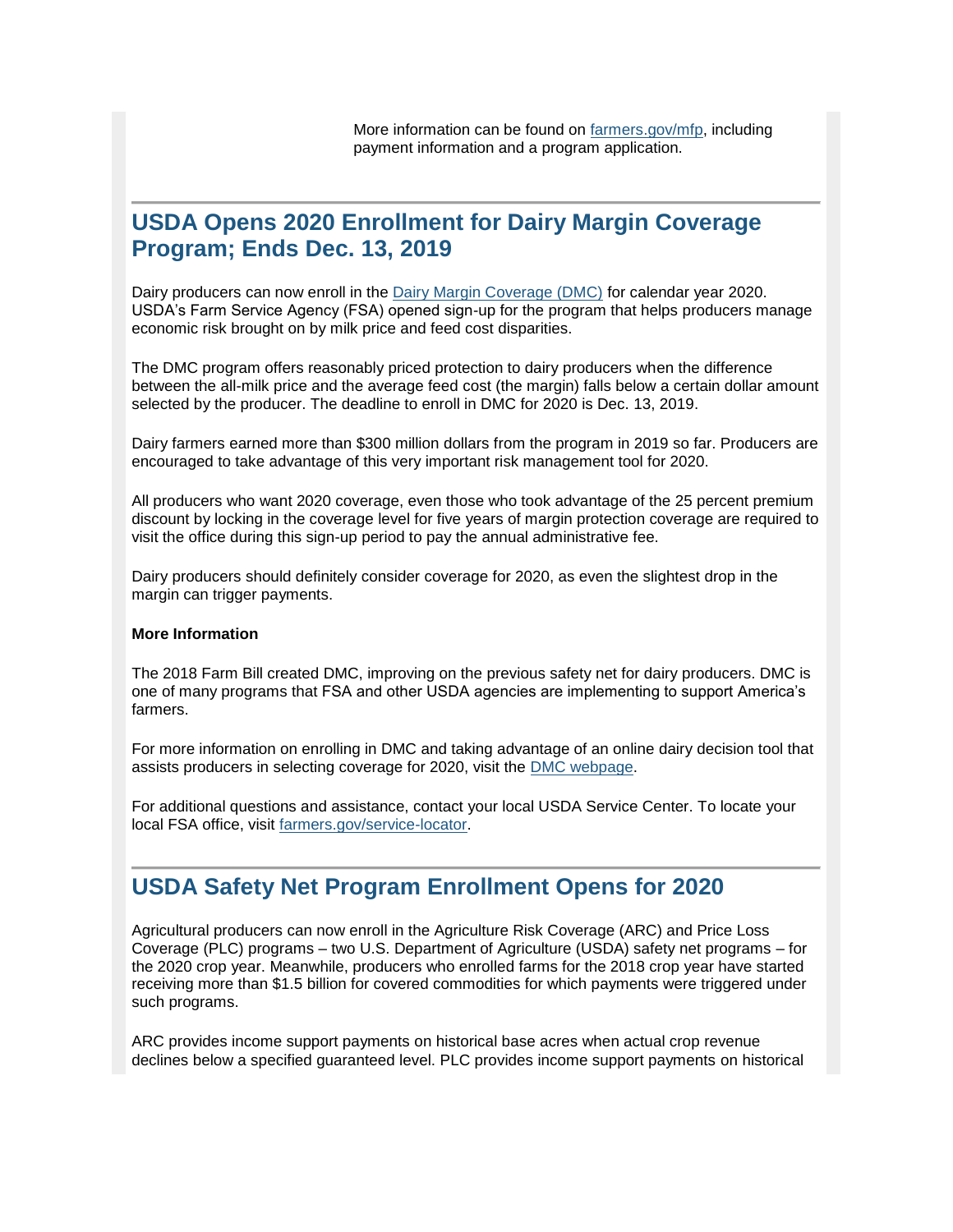More information can be found on [farmers.gov/mfp](farmers.gov/mfp), including payment information and a program application.

## USDA Opens 2020 Enrollment for Dairy Margin Coverage Program; Ends Dec. 13, 2019

Dairy producers can now enroll in the [Dairy Margin Coverage (DMC)](#) for calendar year 2020. USDA's Farm Service Agency (FSA) opened sign-up for the program that helps producers manage economic risk brought on by milk price and feed cost disparities.

The DMC program offers reasonably priced protection to dairy producers when the difference between the all-milk price and the average feed cost (the margin) falls below a certain dollar amount selected by the producer. The deadline to enroll in DMC for 2020 is Dec. 13, 2019.

Dairy farmers earned more than $300 million dollars from the program in 2019 so far. Producers are encouraged to take advantage of this very important risk management tool for 2020.

All producers who want 2020 coverage, even those who took advantage of the 25 percent premium discount by locking in the coverage level for five years of margin protection coverage are required to visit the office during this sign-up period to pay the annual administrative fee.

Dairy producers should definitely consider coverage for 2020, as even the slightest drop in the margin can trigger payments.

**More Information**

The 2018 Farm Bill created DMC, improving on the previous safety net for dairy producers. DMC is one of many programs that FSA and other USDA agencies are implementing to support America's farmers.

For more information on enrolling in DMC and taking advantage of an online dairy decision tool that assists producers in selecting coverage for 2020, visit the [DMC webpage](#).

For additional questions and assistance, contact your local USDA Service Center. To locate your local FSA office, visit [farmers.gov/service-locator](farmers.gov/service-locator).

## USDA Safety Net Program Enrollment Opens for 2020

Agricultural producers can now enroll in the Agriculture Risk Coverage (ARC) and Price Loss Coverage (PLC) programs – two U.S. Department of Agriculture (USDA) safety net programs – for the 2020 crop year. Meanwhile, producers who enrolled farms for the 2018 crop year have started receiving more than $1.5 billion for covered commodities for which payments were triggered under such programs.

ARC provides income support payments on historical base acres when actual crop revenue declines below a specified guaranteed level. PLC provides income support payments on historical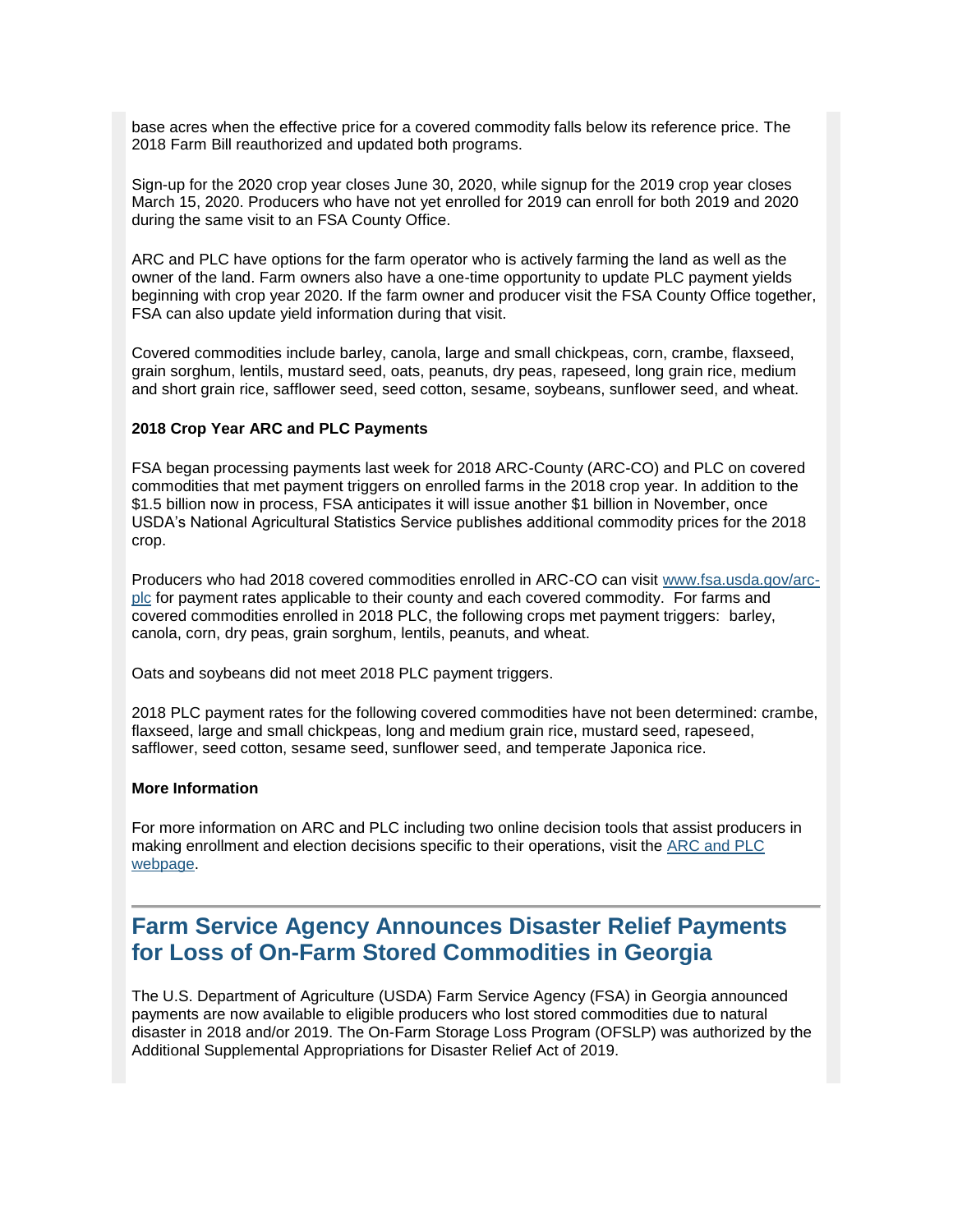base acres when the effective price for a covered commodity falls below its reference price. The 2018 Farm Bill reauthorized and updated both programs.

Sign-up for the 2020 crop year closes June 30, 2020, while signup for the 2019 crop year closes March 15, 2020. Producers who have not yet enrolled for 2019 can enroll for both 2019 and 2020 during the same visit to an FSA County Office.

ARC and PLC have options for the farm operator who is actively farming the land as well as the owner of the land. Farm owners also have a one-time opportunity to update PLC payment yields beginning with crop year 2020. If the farm owner and producer visit the FSA County Office together, FSA can also update yield information during that visit.

Covered commodities include barley, canola, large and small chickpeas, corn, crambe, flaxseed, grain sorghum, lentils, mustard seed, oats, peanuts, dry peas, rapeseed, long grain rice, medium and short grain rice, safflower seed, seed cotton, sesame, soybeans, sunflower seed, and wheat.

**2018 Crop Year ARC and PLC Payments**

FSA began processing payments last week for 2018 ARC-County (ARC-CO) and PLC on covered commodities that met payment triggers on enrolled farms in the 2018 crop year. In addition to the $1.5 billion now in process, FSA anticipates it will issue another $1 billion in November, once USDA's National Agricultural Statistics Service publishes additional commodity prices for the 2018 crop.

Producers who had 2018 covered commodities enrolled in ARC-CO can visit [www.fsa.usda.gov/arc-plc](www.fsa.usda.gov/arc-plc) for payment rates applicable to their county and each covered commodity. For farms and covered commodities enrolled in 2018 PLC, the following crops met payment triggers: barley, canola, corn, dry peas, grain sorghum, lentils, peanuts, and wheat.

Oats and soybeans did not meet 2018 PLC payment triggers.

2018 PLC payment rates for the following covered commodities have not been determined: crambe, flaxseed, large and small chickpeas, long and medium grain rice, mustard seed, rapeseed, safflower, seed cotton, sesame seed, sunflower seed, and temperate Japonica rice.

**More Information**

For more information on ARC and PLC including two online decision tools that assist producers in making enrollment and election decisions specific to their operations, visit the ARC and PLC webpage.

## Farm Service Agency Announces Disaster Relief Payments for Loss of On-Farm Stored Commodities in Georgia

The U.S. Department of Agriculture (USDA) Farm Service Agency (FSA) in Georgia announced payments are now available to eligible producers who lost stored commodities due to natural disaster in 2018 and/or 2019. The On-Farm Storage Loss Program (OFSLP) was authorized by the Additional Supplemental Appropriations for Disaster Relief Act of 2019.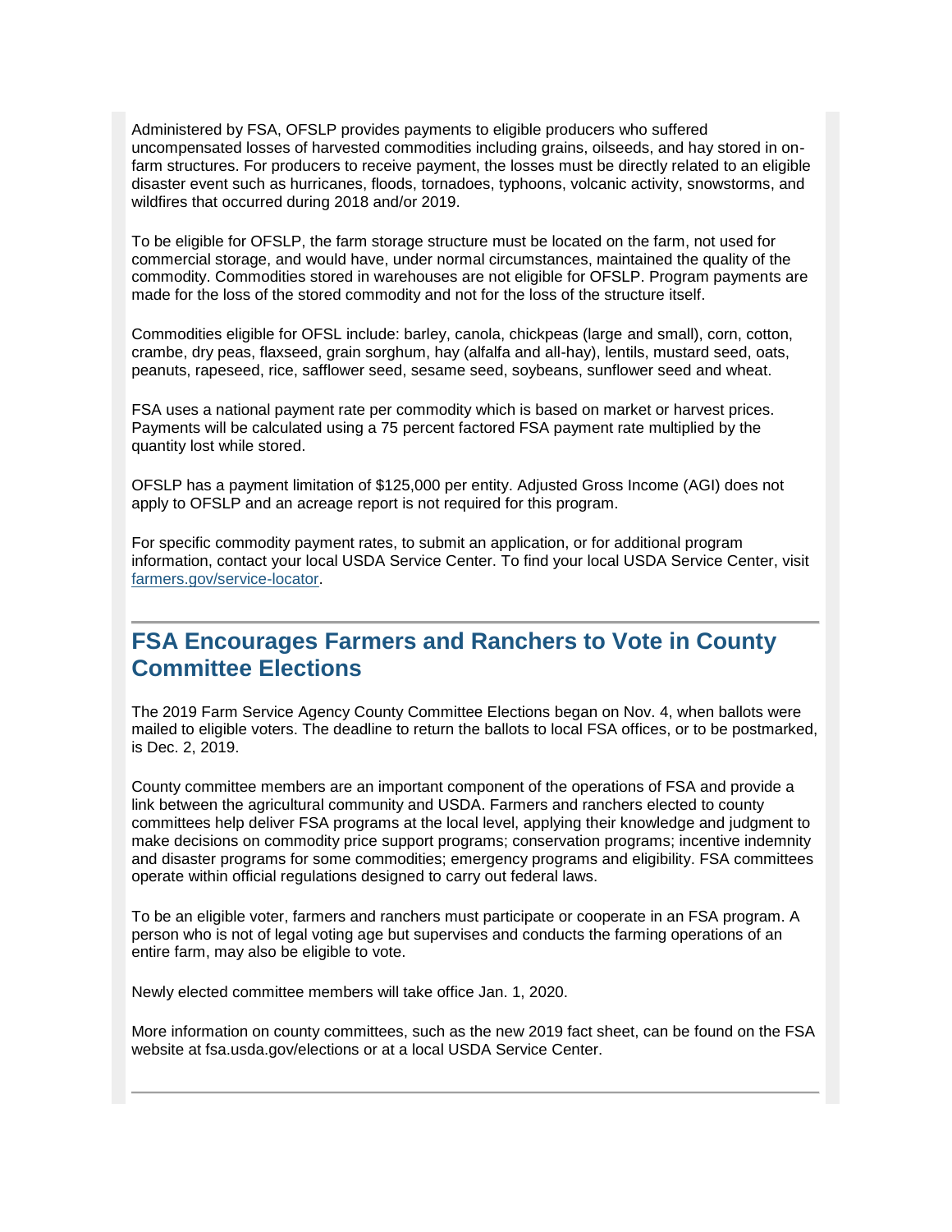Administered by FSA, OFSLP provides payments to eligible producers who suffered uncompensated losses of harvested commodities including grains, oilseeds, and hay stored in on-farm structures. For producers to receive payment, the losses must be directly related to an eligible disaster event such as hurricanes, floods, tornadoes, typhoons, volcanic activity, snowstorms, and wildfires that occurred during 2018 and/or 2019.

To be eligible for OFSLP, the farm storage structure must be located on the farm, not used for commercial storage, and would have, under normal circumstances, maintained the quality of the commodity. Commodities stored in warehouses are not eligible for OFSLP. Program payments are made for the loss of the stored commodity and not for the loss of the structure itself.

Commodities eligible for OFSL include: barley, canola, chickpeas (large and small), corn, cotton, crambe, dry peas, flaxseed, grain sorghum, hay (alfalfa and all-hay), lentils, mustard seed, oats, peanuts, rapeseed, rice, safflower seed, sesame seed, soybeans, sunflower seed and wheat.

FSA uses a national payment rate per commodity which is based on market or harvest prices. Payments will be calculated using a 75 percent factored FSA payment rate multiplied by the quantity lost while stored.

OFSLP has a payment limitation of $125,000 per entity. Adjusted Gross Income (AGI) does not apply to OFSLP and an acreage report is not required for this program.

For specific commodity payment rates, to submit an application, or for additional program information, contact your local USDA Service Center. To find your local USDA Service Center, visit [farmers.gov/service-locator](farmers.gov/service-locator).

## FSA Encourages Farmers and Ranchers to Vote in County Committee Elections

The 2019 Farm Service Agency County Committee Elections began on Nov. 4, when ballots were mailed to eligible voters. The deadline to return the ballots to local FSA offices, or to be postmarked, is Dec. 2, 2019.

County committee members are an important component of the operations of FSA and provide a link between the agricultural community and USDA. Farmers and ranchers elected to county committees help deliver FSA programs at the local level, applying their knowledge and judgment to make decisions on commodity price support programs; conservation programs; incentive indemnity and disaster programs for some commodities; emergency programs and eligibility. FSA committees operate within official regulations designed to carry out federal laws.

To be an eligible voter, farmers and ranchers must participate or cooperate in an FSA program. A person who is not of legal voting age but supervises and conducts the farming operations of an entire farm, may also be eligible to vote.

Newly elected committee members will take office Jan. 1, 2020.

More information on county committees, such as the new 2019 fact sheet, can be found on the FSA website at fsa.usda.gov/elections or at a local USDA Service Center.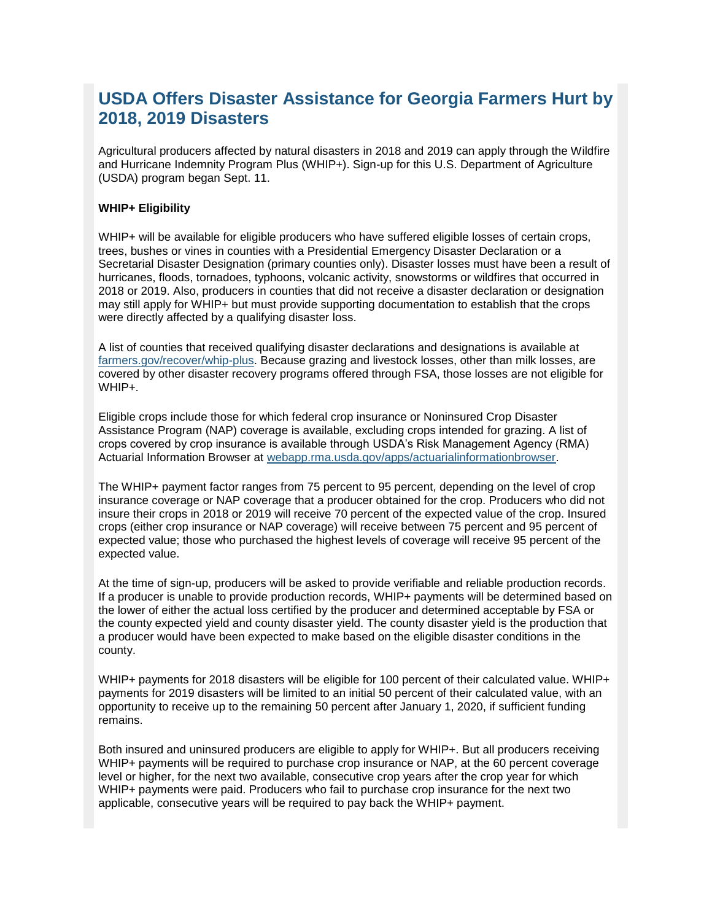## USDA Offers Disaster Assistance for Georgia Farmers Hurt by 2018, 2019 Disasters

Agricultural producers affected by natural disasters in 2018 and 2019 can apply through the Wildfire and Hurricane Indemnity Program Plus (WHIP+). Sign-up for this U.S. Department of Agriculture (USDA) program began Sept. 11.

**WHIP+ Eligibility**

WHIP+ will be available for eligible producers who have suffered eligible losses of certain crops, trees, bushes or vines in counties with a Presidential Emergency Disaster Declaration or a Secretarial Disaster Designation (primary counties only). Disaster losses must have been a result of hurricanes, floods, tornadoes, typhoons, volcanic activity, snowstorms or wildfires that occurred in 2018 or 2019. Also, producers in counties that did not receive a disaster declaration or designation may still apply for WHIP+ but must provide supporting documentation to establish that the crops were directly affected by a qualifying disaster loss.

A list of counties that received qualifying disaster declarations and designations is available at [farmers.gov/recover/whip-plus](farmers.gov/recover/whip-plus). Because grazing and livestock losses, other than milk losses, are covered by other disaster recovery programs offered through FSA, those losses are not eligible for WHIP+.

Eligible crops include those for which federal crop insurance or Noninsured Crop Disaster Assistance Program (NAP) coverage is available, excluding crops intended for grazing. A list of crops covered by crop insurance is available through USDA's Risk Management Agency (RMA) Actuarial Information Browser at [webapp.rma.usda.gov/apps/actuarialinformationbrowser](webapp.rma.usda.gov/apps/actuarialinformationbrowser).

The WHIP+ payment factor ranges from 75 percent to 95 percent, depending on the level of crop insurance coverage or NAP coverage that a producer obtained for the crop. Producers who did not insure their crops in 2018 or 2019 will receive 70 percent of the expected value of the crop. Insured crops (either crop insurance or NAP coverage) will receive between 75 percent and 95 percent of expected value; those who purchased the highest levels of coverage will receive 95 percent of the expected value.

At the time of sign-up, producers will be asked to provide verifiable and reliable production records. If a producer is unable to provide production records, WHIP+ payments will be determined based on the lower of either the actual loss certified by the producer and determined acceptable by FSA or the county expected yield and county disaster yield. The county disaster yield is the production that a producer would have been expected to make based on the eligible disaster conditions in the county.

WHIP+ payments for 2018 disasters will be eligible for 100 percent of their calculated value. WHIP+ payments for 2019 disasters will be limited to an initial 50 percent of their calculated value, with an opportunity to receive up to the remaining 50 percent after January 1, 2020, if sufficient funding remains.

Both insured and uninsured producers are eligible to apply for WHIP+. But all producers receiving WHIP+ payments will be required to purchase crop insurance or NAP, at the 60 percent coverage level or higher, for the next two available, consecutive crop years after the crop year for which WHIP+ payments were paid. Producers who fail to purchase crop insurance for the next two applicable, consecutive years will be required to pay back the WHIP+ payment.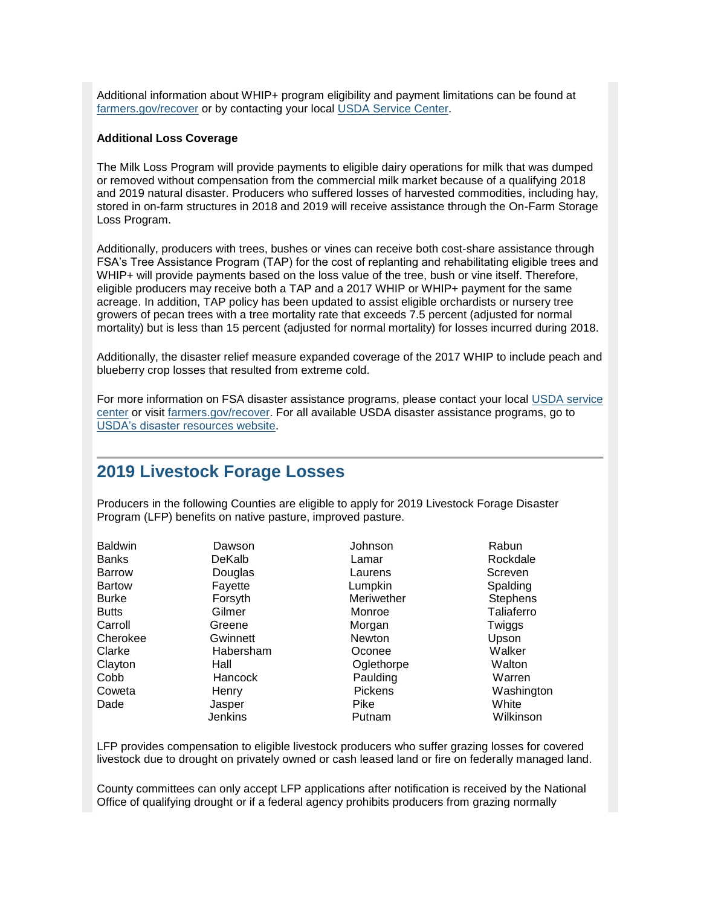Additional information about WHIP+ program eligibility and payment limitations can be found at [farmers.gov/recover]() or by contacting your local [USDA Service Center]().

**Additional Loss Coverage**

The Milk Loss Program will provide payments to eligible dairy operations for milk that was dumped or removed without compensation from the commercial milk market because of a qualifying 2018 and 2019 natural disaster. Producers who suffered losses of harvested commodities, including hay, stored in on-farm structures in 2018 and 2019 will receive assistance through the On-Farm Storage Loss Program.

Additionally, producers with trees, bushes or vines can receive both cost-share assistance through FSA's Tree Assistance Program (TAP) for the cost of replanting and rehabilitating eligible trees and WHIP+ will provide payments based on the loss value of the tree, bush or vine itself. Therefore, eligible producers may receive both a TAP and a 2017 WHIP or WHIP+ payment for the same acreage. In addition, TAP policy has been updated to assist eligible orchardists or nursery tree growers of pecan trees with a tree mortality rate that exceeds 7.5 percent (adjusted for normal mortality) but is less than 15 percent (adjusted for normal mortality) for losses incurred during 2018.

Additionally, the disaster relief measure expanded coverage of the 2017 WHIP to include peach and blueberry crop losses that resulted from extreme cold.

For more information on FSA disaster assistance programs, please contact your local [USDA service center]() or visit [farmers.gov/recover](). For all available USDA disaster assistance programs, go to [USDA's disaster resources website]().

## 2019 Livestock Forage Losses

Producers in the following Counties are eligible to apply for 2019 Livestock Forage Disaster Program (LFP) benefits on native pasture, improved pasture.

| | | | |
|---|---|---|---|
| Baldwin | Dawson | Johnson | Rabun |
| Banks | DeKalb | Lamar | Rockdale |
| Barrow | Douglas | Laurens | Screven |
| Bartow | Fayette | Lumpkin | Spalding |
| Burke | Forsyth | Meriwether | Stephens |
| Butts | Gilmer | Monroe | Taliaferro |
| Carroll | Greene | Morgan | Twiggs |
| Cherokee | Gwinnett | Newton | Upson |
| Clarke | Habersham | Oconee | Walker |
| Clayton | Hall | Oglethorpe | Walton |
| Cobb | Hancock | Paulding | Warren |
| Coweta | Henry | Pickens | Washington |
| Dade | Jasper | Pike | White |
| | Jenkins | Putnam | Wilkinson |

LFP provides compensation to eligible livestock producers who suffer grazing losses for covered livestock due to drought on privately owned or cash leased land or fire on federally managed land.

County committees can only accept LFP applications after notification is received by the National Office of qualifying drought or if a federal agency prohibits producers from grazing normally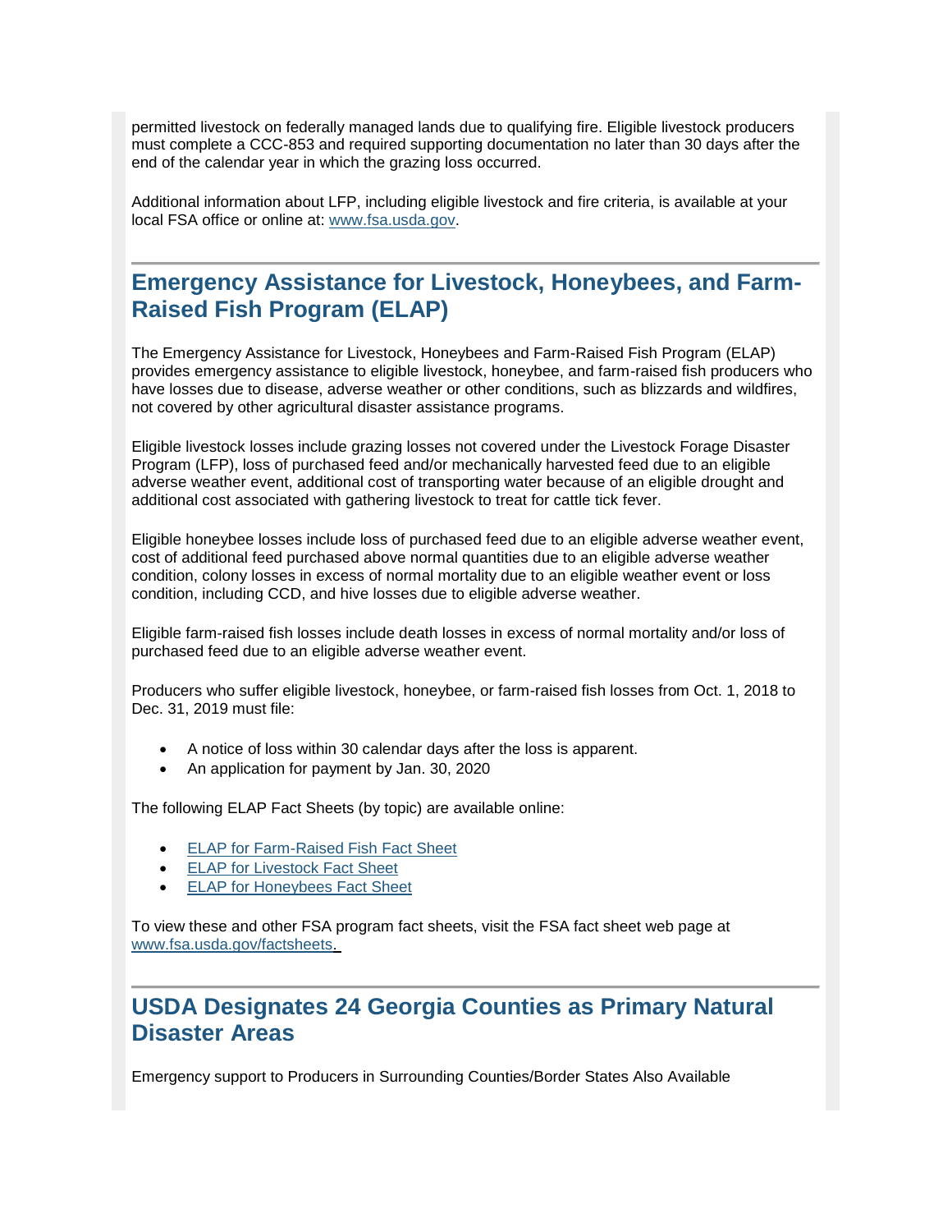permitted livestock on federally managed lands due to qualifying fire. Eligible livestock producers must complete a CCC-853 and required supporting documentation no later than 30 days after the end of the calendar year in which the grazing loss occurred.

Additional information about LFP, including eligible livestock and fire criteria, is available at your local FSA office or online at: [www.fsa.usda.gov](http://www.fsa.usda.gov).

## Emergency Assistance for Livestock, Honeybees, and Farm-Raised Fish Program (ELAP)

The Emergency Assistance for Livestock, Honeybees and Farm-Raised Fish Program (ELAP) provides emergency assistance to eligible livestock, honeybee, and farm-raised fish producers who have losses due to disease, adverse weather or other conditions, such as blizzards and wildfires, not covered by other agricultural disaster assistance programs.

Eligible livestock losses include grazing losses not covered under the Livestock Forage Disaster Program (LFP), loss of purchased feed and/or mechanically harvested feed due to an eligible adverse weather event, additional cost of transporting water because of an eligible drought and additional cost associated with gathering livestock to treat for cattle tick fever.

Eligible honeybee losses include loss of purchased feed due to an eligible adverse weather event, cost of additional feed purchased above normal quantities due to an eligible adverse weather condition, colony losses in excess of normal mortality due to an eligible weather event or loss condition, including CCD, and hive losses due to eligible adverse weather.

Eligible farm-raised fish losses include death losses in excess of normal mortality and/or loss of purchased feed due to an eligible adverse weather event.

Producers who suffer eligible livestock, honeybee, or farm-raised fish losses from Oct. 1, 2018 to Dec. 31, 2019 must file:

- A notice of loss within 30 calendar days after the loss is apparent.
- An application for payment by Jan. 30, 2020

The following ELAP Fact Sheets (by topic) are available online:

- ELAP for Farm-Raised Fish Fact Sheet
- ELAP for Livestock Fact Sheet
- ELAP for Honeybees Fact Sheet

To view these and other FSA program fact sheets, visit the FSA fact sheet web page at [www.fsa.usda.gov/factsheets](http://www.fsa.usda.gov/factsheets).

## USDA Designates 24 Georgia Counties as Primary Natural Disaster Areas

Emergency support to Producers in Surrounding Counties/Border States Also Available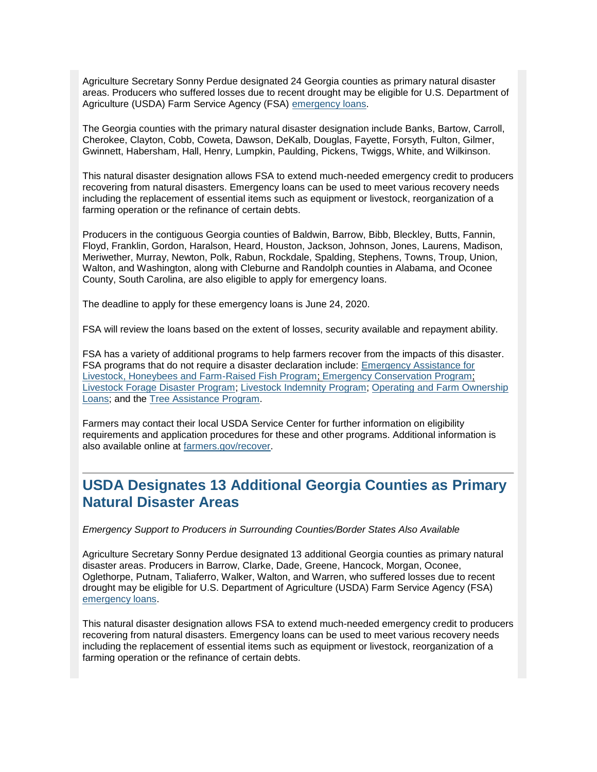Agriculture Secretary Sonny Perdue designated 24 Georgia counties as primary natural disaster areas. Producers who suffered losses due to recent drought may be eligible for U.S. Department of Agriculture (USDA) Farm Service Agency (FSA) emergency loans.

The Georgia counties with the primary natural disaster designation include Banks, Bartow, Carroll, Cherokee, Clayton, Cobb, Coweta, Dawson, DeKalb, Douglas, Fayette, Forsyth, Fulton, Gilmer, Gwinnett, Habersham, Hall, Henry, Lumpkin, Paulding, Pickens, Twiggs, White, and Wilkinson.

This natural disaster designation allows FSA to extend much-needed emergency credit to producers recovering from natural disasters. Emergency loans can be used to meet various recovery needs including the replacement of essential items such as equipment or livestock, reorganization of a farming operation or the refinance of certain debts.

Producers in the contiguous Georgia counties of Baldwin, Barrow, Bibb, Bleckley, Butts, Fannin, Floyd, Franklin, Gordon, Haralson, Heard, Houston, Jackson, Johnson, Jones, Laurens, Madison, Meriwether, Murray, Newton, Polk, Rabun, Rockdale, Spalding, Stephens, Towns, Troup, Union, Walton, and Washington, along with Cleburne and Randolph counties in Alabama, and Oconee County, South Carolina, are also eligible to apply for emergency loans.

The deadline to apply for these emergency loans is June 24, 2020.

FSA will review the loans based on the extent of losses, security available and repayment ability.

FSA has a variety of additional programs to help farmers recover from the impacts of this disaster. FSA programs that do not require a disaster declaration include: Emergency Assistance for Livestock, Honeybees and Farm-Raised Fish Program; Emergency Conservation Program; Livestock Forage Disaster Program; Livestock Indemnity Program; Operating and Farm Ownership Loans; and the Tree Assistance Program.

Farmers may contact their local USDA Service Center for further information on eligibility requirements and application procedures for these and other programs. Additional information is also available online at farmers.gov/recover.

---

## USDA Designates 13 Additional Georgia Counties as Primary Natural Disaster Areas

*Emergency Support to Producers in Surrounding Counties/Border States Also Available*

Agriculture Secretary Sonny Perdue designated 13 additional Georgia counties as primary natural disaster areas. Producers in Barrow, Clarke, Dade, Greene, Hancock, Morgan, Oconee, Oglethorpe, Putnam, Taliaferro, Walker, Walton, and Warren, who suffered losses due to recent drought may be eligible for U.S. Department of Agriculture (USDA) Farm Service Agency (FSA) emergency loans.

This natural disaster designation allows FSA to extend much-needed emergency credit to producers recovering from natural disasters. Emergency loans can be used to meet various recovery needs including the replacement of essential items such as equipment or livestock, reorganization of a farming operation or the refinance of certain debts.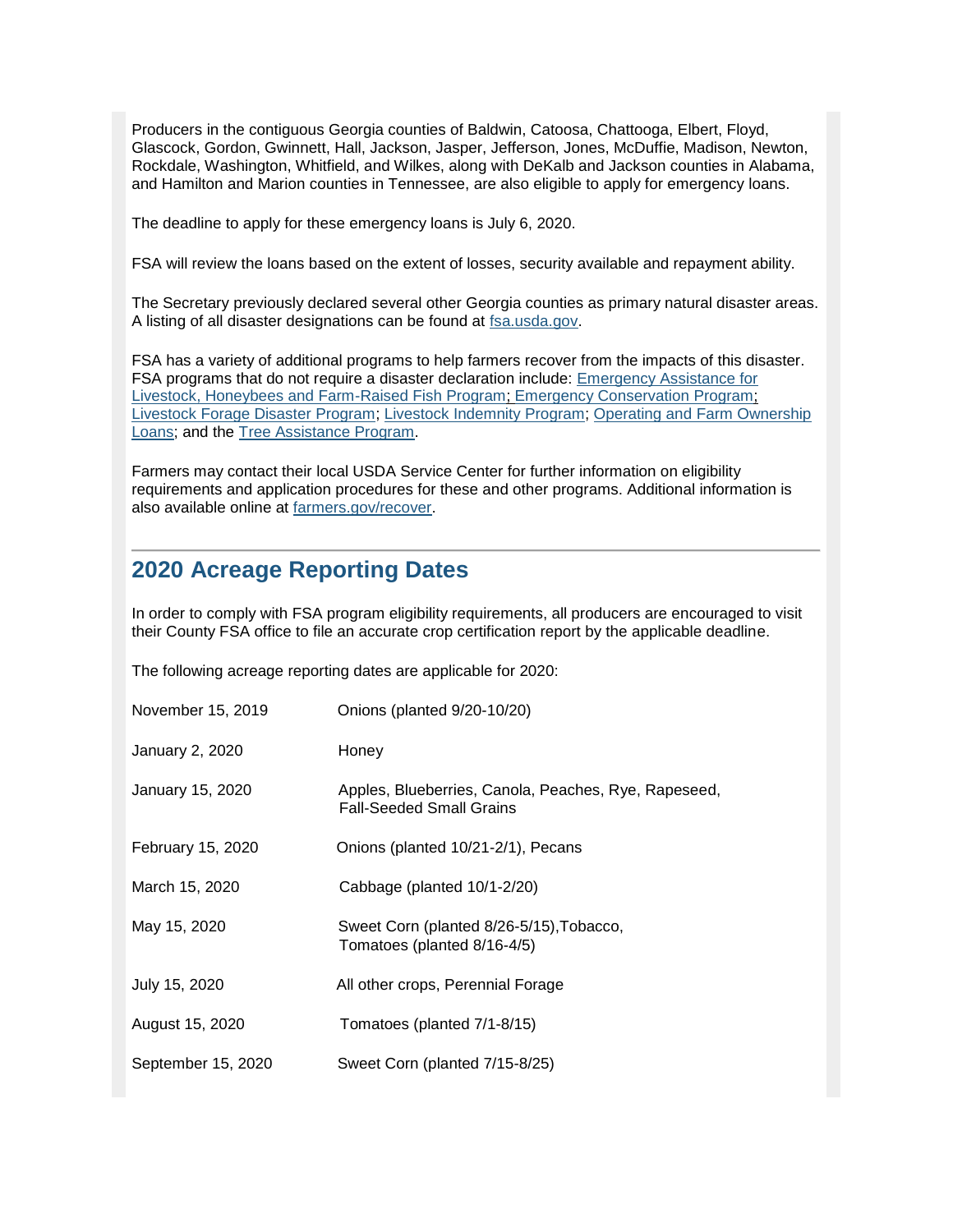Producers in the contiguous Georgia counties of Baldwin, Catoosa, Chattooga, Elbert, Floyd, Glascock, Gordon, Gwinnett, Hall, Jackson, Jasper, Jefferson, Jones, McDuffie, Madison, Newton, Rockdale, Washington, Whitfield, and Wilkes, along with DeKalb and Jackson counties in Alabama, and Hamilton and Marion counties in Tennessee, are also eligible to apply for emergency loans.

The deadline to apply for these emergency loans is July 6, 2020.

FSA will review the loans based on the extent of losses, security available and repayment ability.

The Secretary previously declared several other Georgia counties as primary natural disaster areas. A listing of all disaster designations can be found at [fsa.usda.gov](fsa.usda.gov).

FSA has a variety of additional programs to help farmers recover from the impacts of this disaster. FSA programs that do not require a disaster declaration include: [Emergency Assistance for Livestock, Honeybees and Farm-Raised Fish Program](); [Emergency Conservation Program](); [Livestock Forage Disaster Program](); [Livestock Indemnity Program](); [Operating and Farm Ownership Loans](); and the [Tree Assistance Program]().

Farmers may contact their local USDA Service Center for further information on eligibility requirements and application procedures for these and other programs. Additional information is also available online at [farmers.gov/recover](farmers.gov/recover).

---

## 2020 Acreage Reporting Dates

In order to comply with FSA program eligibility requirements, all producers are encouraged to visit their County FSA office to file an accurate crop certification report by the applicable deadline.

The following acreage reporting dates are applicable for 2020:

| Date | Crops |
|---|---|
| November 15, 2019 | Onions (planted 9/20-10/20) |
| January 2, 2020 | Honey |
| January 15, 2020 | Apples, Blueberries, Canola, Peaches, Rye, Rapeseed, Fall-Seeded Small Grains |
| February 15, 2020 | Onions (planted 10/21-2/1), Pecans |
| March 15, 2020 | Cabbage (planted 10/1-2/20) |
| May 15, 2020 | Sweet Corn (planted 8/26-5/15),Tobacco, Tomatoes (planted 8/16-4/5) |
| July 15, 2020 | All other crops, Perennial Forage |
| August 15, 2020 | Tomatoes (planted 7/1-8/15) |
| September 15, 2020 | Sweet Corn (planted 7/15-8/25) |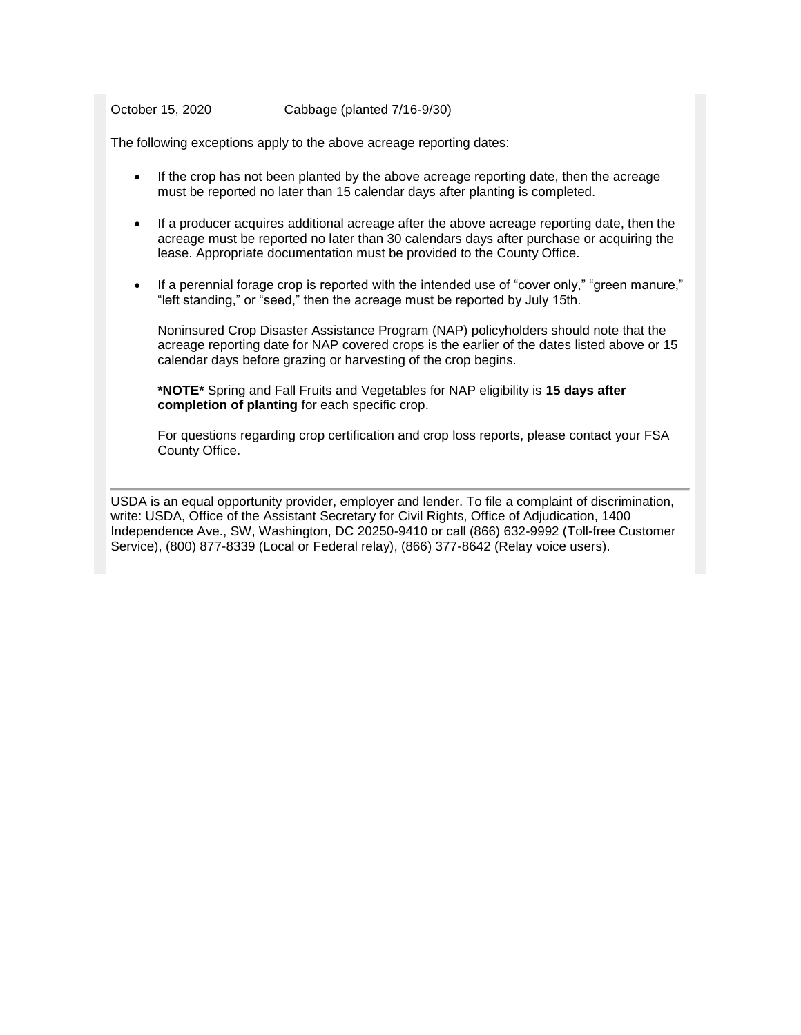October 15, 2020 Cabbage (planted 7/16-9/30)

The following exceptions apply to the above acreage reporting dates:

- If the crop has not been planted by the above acreage reporting date, then the acreage must be reported no later than 15 calendar days after planting is completed.
- If a producer acquires additional acreage after the above acreage reporting date, then the acreage must be reported no later than 30 calendars days after purchase or acquiring the lease. Appropriate documentation must be provided to the County Office.
- If a perennial forage crop is reported with the intended use of "cover only," "green manure," "left standing," or "seed," then the acreage must be reported by July 15th.

  Noninsured Crop Disaster Assistance Program (NAP) policyholders should note that the acreage reporting date for NAP covered crops is the earlier of the dates listed above or 15 calendar days before grazing or harvesting of the crop begins.

  **\*NOTE\*** Spring and Fall Fruits and Vegetables for NAP eligibility is **15 days after completion of planting** for each specific crop.

  For questions regarding crop certification and crop loss reports, please contact your FSA County Office.

---

USDA is an equal opportunity provider, employer and lender. To file a complaint of discrimination, write: USDA, Office of the Assistant Secretary for Civil Rights, Office of Adjudication, 1400 Independence Ave., SW, Washington, DC 20250-9410 or call (866) 632-9992 (Toll-free Customer Service), (800) 877-8339 (Local or Federal relay), (866) 377-8642 (Relay voice users).